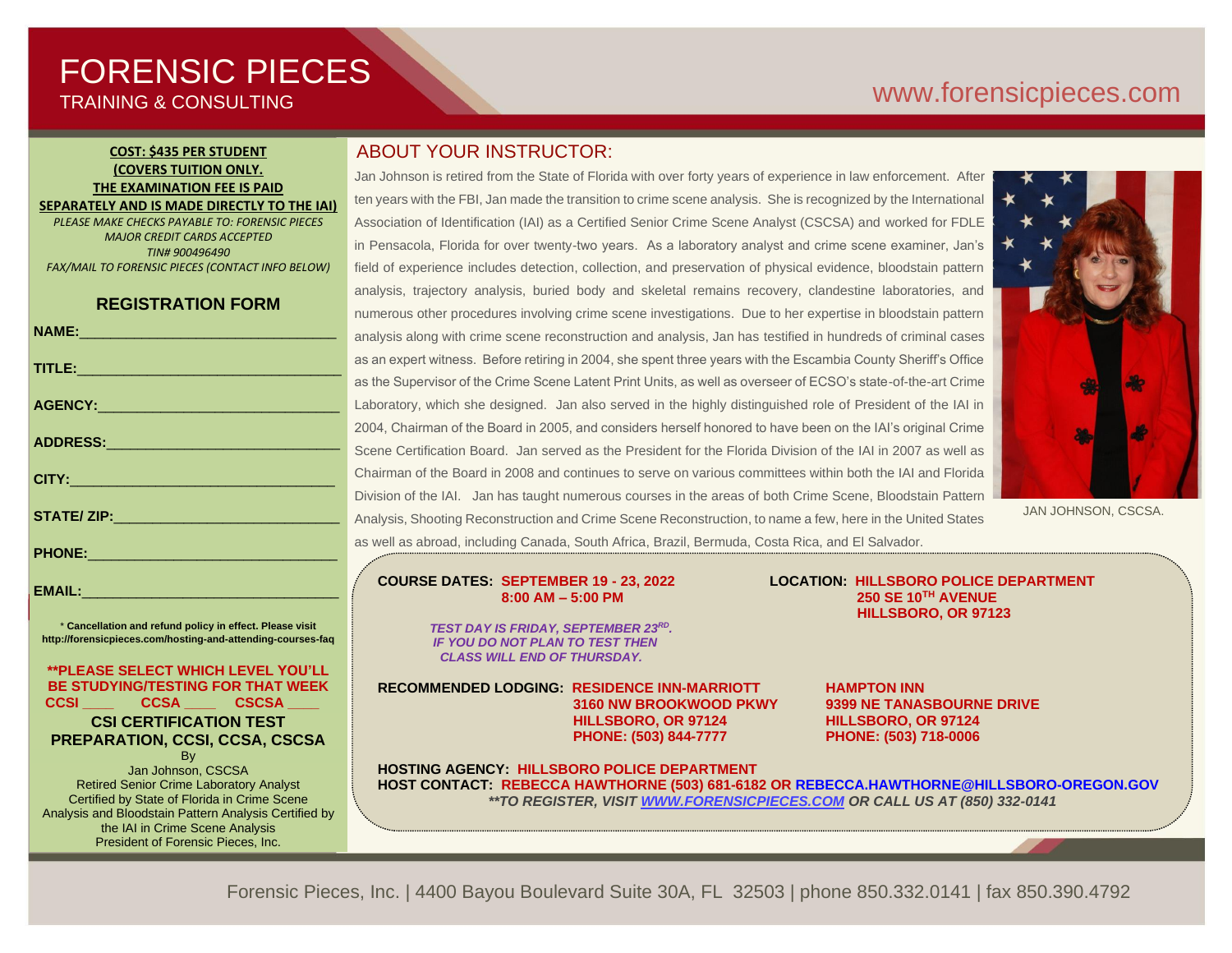# FORENSIC PIECES

TRAINING & CONSULTING

www.forensicpieces.com

**COST: $435 PER STUDENT**
**(COVERS TUITION ONLY.**
**THE EXAMINATION FEE IS PAID SEPARATELY AND IS MADE DIRECTLY TO THE IAI)**

*PLEASE MAKE CHECKS PAYABLE TO: FORENSIC PIECES*
*MAJOR CREDIT CARDS ACCEPTED*
*TIN# 900496490*
*FAX/MAIL TO FORENSIC PIECES (CONTACT INFO BELOW)*

## REGISTRATION FORM

**NAME:**________________________________

**TITLE:**________________________________

**AGENCY:**________________________________

**ADDRESS:**________________________________

**CITY:**________________________________

**STATE/ ZIP:**________________________________

**PHONE:**________________________________

**EMAIL:**________________________________

\* **Cancellation and refund policy in effect. Please visit http://forensicpieces.com/hosting-and-attending-courses-faq**

**\*\*PLEASE SELECT WHICH LEVEL YOU'LL BE STUDYING/TESTING FOR THAT WEEK**
**CCSI ____ CCSA ____ CSCSA ____**

**CSI CERTIFICATION TEST PREPARATION, CCSI, CCSA, CSCSA**

By
Jan Johnson, CSCSA
Retired Senior Crime Laboratory Analyst
Certified by State of Florida in Crime Scene Analysis and Bloodstain Pattern Analysis Certified by the IAI in Crime Scene Analysis
President of Forensic Pieces, Inc.

## ABOUT YOUR INSTRUCTOR:

Jan Johnson is retired from the State of Florida with over forty years of experience in law enforcement. After ten years with the FBI, Jan made the transition to crime scene analysis. She is recognized by the International Association of Identification (IAI) as a Certified Senior Crime Scene Analyst (CSCSA) and worked for FDLE in Pensacola, Florida for over twenty-two years. As a laboratory analyst and crime scene examiner, Jan's field of experience includes detection, collection, and preservation of physical evidence, bloodstain pattern analysis, trajectory analysis, buried body and skeletal remains recovery, clandestine laboratories, and numerous other procedures involving crime scene investigations. Due to her expertise in bloodstain pattern analysis along with crime scene reconstruction and analysis, Jan has testified in hundreds of criminal cases as an expert witness. Before retiring in 2004, she spent three years with the Escambia County Sheriff's Office as the Supervisor of the Crime Scene Latent Print Units, as well as overseer of ECSO's state-of-the-art Crime Laboratory, which she designed. Jan also served in the highly distinguished role of President of the IAI in 2004, Chairman of the Board in 2005, and considers herself honored to have been on the IAI's original Crime Scene Certification Board. Jan served as the President for the Florida Division of the IAI in 2007 as well as Chairman of the Board in 2008 and continues to serve on various committees within both the IAI and Florida Division of the IAI. Jan has taught numerous courses in the areas of both Crime Scene, Bloodstain Pattern Analysis, Shooting Reconstruction and Crime Scene Reconstruction, to name a few, here in the United States as well as abroad, including Canada, South Africa, Brazil, Bermuda, Costa Rica, and El Salvador.

JAN JOHNSON, CSCSA.

**COURSE DATES: SEPTEMBER 19 - 23, 2022**
**8:00 AM – 5:00 PM**

***TEST DAY IS FRIDAY, SEPTEMBER 23RD.***
***IF YOU DO NOT PLAN TO TEST THEN CLASS WILL END OF THURSDAY.***

**LOCATION: HILLSBORO POLICE DEPARTMENT**
**250 SE 10TH AVENUE**
**HILLSBORO, OR 97123**

**RECOMMENDED LODGING:**

**RESIDENCE INN-MARRIOTT**
**3160 NW BROOKWOOD PKWY**
**HILLSBORO, OR 97124**
**PHONE: (503) 844-7777**

**HAMPTON INN**
**9399 NE TANASBOURNE DRIVE**
**HILLSBORO, OR 97124**
**PHONE: (503) 718-0006**

**HOSTING AGENCY: HILLSBORO POLICE DEPARTMENT**
**HOST CONTACT: REBECCA HAWTHORNE (503) 681-6182 OR REBECCA.HAWTHORNE@HILLSBORO-OREGON.GOV**
***\*\*TO REGISTER, VISIT WWW.FORENSICPIECES.COM OR CALL US AT (850) 332-0141***

Forensic Pieces, Inc. | 4400 Bayou Boulevard Suite 30A, FL 32503 | phone 850.332.0141 | fax 850.390.4792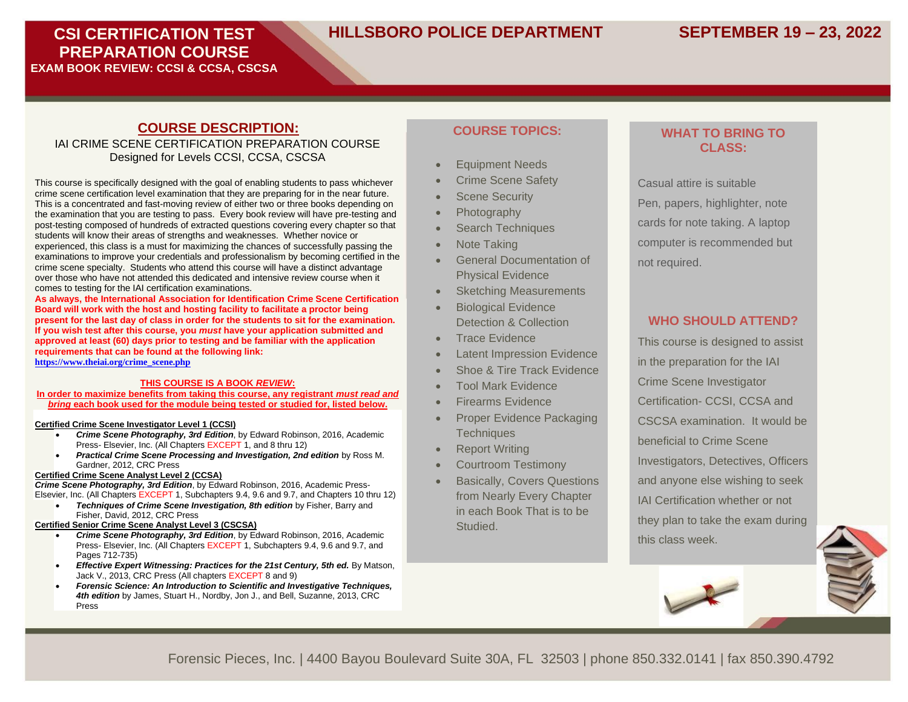# CSI CERTIFICATION TEST PREPARATION COURSE

**EXAM BOOK REVIEW: CCSI & CCSA, CSCSA**

## HILLSBORO POLICE DEPARTMENT

## SEPTEMBER 19 – 23, 2022

## COURSE DESCRIPTION:

IAI CRIME SCENE CERTIFICATION PREPARATION COURSE
Designed for Levels CCSI, CCSA, CSCSA

This course is specifically designed with the goal of enabling students to pass whichever crime scene certification level examination that they are preparing for in the near future. This is a concentrated and fast-moving review of either two or three books depending on the examination that you are testing to pass. Every book review will have pre-testing and post-testing composed of hundreds of extracted questions covering every chapter so that students will know their areas of strengths and weaknesses. Whether novice or experienced, this class is a must for maximizing the chances of successfully passing the examinations to improve your credentials and professionalism by becoming certified in the crime scene specialty. Students who attend this course will have a distinct advantage over those who have not attended this dedicated and intensive review course when it comes to testing for the IAI certification examinations.

**As always, the International Association for Identification Crime Scene Certification Board will work with the host and hosting facility to facilitate a proctor being present for the last day of class in order for the students to sit for the examination. If you wish test after this course, you *must* have your application submitted and approved at least (60) days prior to testing and be familiar with the application requirements that can be found at the following link:**

**https://www.theiai.org/crime_scene.php**

**THIS COURSE IS A BOOK *REVIEW*:**

**In order to maximize benefits from taking this course, any registrant *must read and bring* each book used for the module being tested or studied for, listed below.**

**Certified Crime Scene Investigator Level 1 (CCSI)**

- ***Crime Scene Photography, 3rd Edition***, by Edward Robinson, 2016, Academic Press- Elsevier, Inc. (All Chapters EXCEPT 1, and 8 thru 12)
- ***Practical Crime Scene Processing and Investigation, 2nd edition*** by Ross M. Gardner, 2012, CRC Press

**Certified Crime Scene Analyst Level 2 (CCSA)**

***Crime Scene Photography, 3rd Edition***, by Edward Robinson, 2016, Academic Press-Elsevier, Inc. (All Chapters EXCEPT 1, Subchapters 9.4, 9.6 and 9.7, and Chapters 10 thru 12)

- ***Techniques of Crime Scene Investigation, 8th edition*** by Fisher, Barry and Fisher, David, 2012, CRC Press

**Certified Senior Crime Scene Analyst Level 3 (CSCSA)**

- ***Crime Scene Photography, 3rd Edition***, by Edward Robinson, 2016, Academic Press- Elsevier, Inc. (All Chapters EXCEPT 1, Subchapters 9.4, 9.6 and 9.7, and Pages 712-735)
- ***Effective Expert Witnessing: Practices for the 21st Century, 5th ed.*** By Matson, Jack V., 2013, CRC Press (All chapters EXCEPT 8 and 9)
- ***Forensic Science: An Introduction to Scientific and Investigative Techniques, 4th edition*** by James, Stuart H., Nordby, Jon J., and Bell, Suzanne, 2013, CRC Press

## COURSE TOPICS:

- Equipment Needs
- Crime Scene Safety
- Scene Security
- Photography
- Search Techniques
- Note Taking
- General Documentation of Physical Evidence
- Sketching Measurements
- Biological Evidence Detection & Collection
- Trace Evidence
- Latent Impression Evidence
- Shoe & Tire Track Evidence
- Tool Mark Evidence
- Firearms Evidence
- Proper Evidence Packaging Techniques
- Report Writing
- Courtroom Testimony
- Basically, Covers Questions from Nearly Every Chapter in each Book That is to be Studied.

## WHAT TO BRING TO CLASS:

Casual attire is suitable

Pen, papers, highlighter, note cards for note taking. A laptop computer is recommended but not required.

## WHO SHOULD ATTEND?

This course is designed to assist in the preparation for the IAI Crime Scene Investigator Certification- CCSI, CCSA and CSCSA examination. It would be beneficial to Crime Scene Investigators, Detectives, Officers and anyone else wishing to seek IAI Certification whether or not they plan to take the exam during this class week.

Forensic Pieces, Inc. | 4400 Bayou Boulevard Suite 30A, FL 32503 | phone 850.332.0141 | fax 850.390.4792